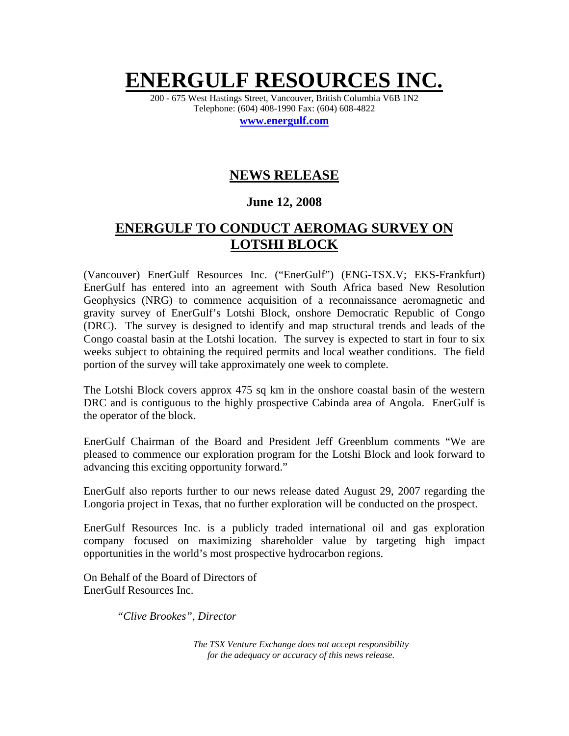# ENERGULF RESOURCES INC.

200 - 675 West Hastings Street, Vancouver, British Columbia V6B 1N2
Telephone: (604) 408-1990 Fax: (604) 608-4822
**www.energulf.com**

## NEWS RELEASE

**June 12, 2008**

## ENERGULF TO CONDUCT AEROMAG SURVEY ON LOTSHI BLOCK

(Vancouver) EnerGulf Resources Inc. ("EnerGulf") (ENG-TSX.V; EKS-Frankfurt) EnerGulf has entered into an agreement with South Africa based New Resolution Geophysics (NRG) to commence acquisition of a reconnaissance aeromagnetic and gravity survey of EnerGulf's Lotshi Block, onshore Democratic Republic of Congo (DRC). The survey is designed to identify and map structural trends and leads of the Congo coastal basin at the Lotshi location. The survey is expected to start in four to six weeks subject to obtaining the required permits and local weather conditions. The field portion of the survey will take approximately one week to complete.

The Lotshi Block covers approx 475 sq km in the onshore coastal basin of the western DRC and is contiguous to the highly prospective Cabinda area of Angola. EnerGulf is the operator of the block.

EnerGulf Chairman of the Board and President Jeff Greenblum comments "We are pleased to commence our exploration program for the Lotshi Block and look forward to advancing this exciting opportunity forward."

EnerGulf also reports further to our news release dated August 29, 2007 regarding the Longoria project in Texas, that no further exploration will be conducted on the prospect.

EnerGulf Resources Inc. is a publicly traded international oil and gas exploration company focused on maximizing shareholder value by targeting high impact opportunities in the world's most prospective hydrocarbon regions.

On Behalf of the Board of Directors of
EnerGulf Resources Inc.

*"Clive Brookes", Director*

*The TSX Venture Exchange does not accept responsibility for the adequacy or accuracy of this news release.*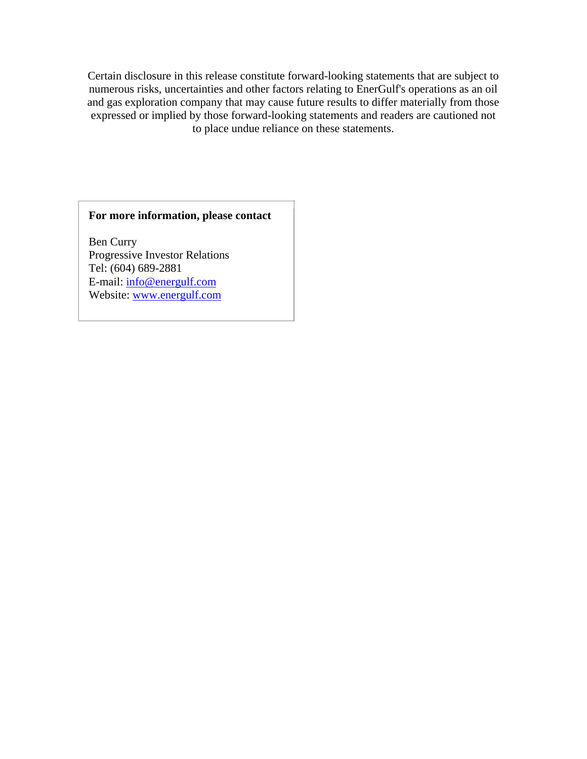Certain disclosure in this release constitute forward-looking statements that are subject to numerous risks, uncertainties and other factors relating to EnerGulf's operations as an oil and gas exploration company that may cause future results to differ materially from those expressed or implied by those forward-looking statements and readers are cautioned not to place undue reliance on these statements.

**For more information, please contact**

Ben Curry
Progressive Investor Relations
Tel: (604) 689-2881
E-mail: info@energulf.com
Website: www.energulf.com